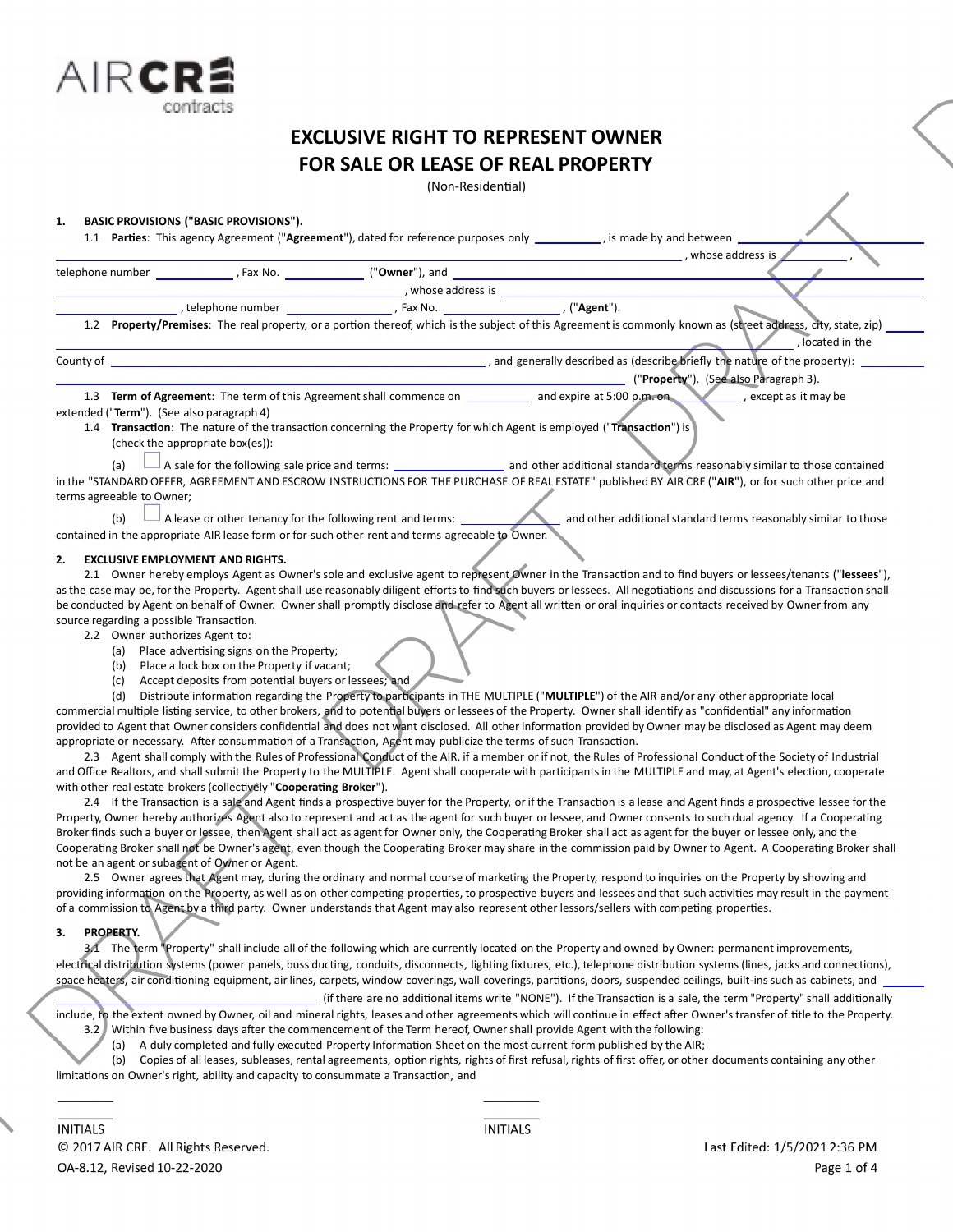AIRCRE contracts

# EXCLUSIVE RIGHT TO REPRESENT OWNER FOR SALE OR LEASE OF REAL PROPERTY

(Non-Residential)

## 1. BASIC PROVISIONS ("BASIC PROVISIONS").

1.1 **Parties**: This agency Agreement ("**Agreement**"), dated for reference purposes only __________, is made by and between ____________________, whose address is ____________________, telephone number __________, Fax No. __________ ("**Owner**"), and ____________________, whose address is ____________________, telephone number __________, Fax No. __________, ("**Agent**").

1.2 **Property/Premises**: The real property, or a portion thereof, which is the subject of this Agreement is commonly known as (street address, city, state, zip) ____________________, located in the County of ____________________, and generally described as (describe briefly the nature of the property): ____________________ ("**Property**"). (See also Paragraph 3).

1.3 **Term of Agreement**: The term of this Agreement shall commence on __________ and expire at 5:00 p.m. on __________, except as it may be extended ("**Term**"). (See also paragraph 4)

1.4 **Transaction**: The nature of the transaction concerning the Property for which Agent is employed ("**Transaction**") is (check the appropriate box(es)):

(a) ☐ A sale for the following sale price and terms: __________ and other additional standard terms reasonably similar to those contained in the "STANDARD OFFER, AGREEMENT AND ESCROW INSTRUCTIONS FOR THE PURCHASE OF REAL ESTATE" published BY AIR CRE ("**AIR**"), or for such other price and terms agreeable to Owner;

(b) ☐ A lease or other tenancy for the following rent and terms: __________ and other additional standard terms reasonably similar to those contained in the appropriate AIR lease form or for such other rent and terms agreeable to Owner.

## 2. EXCLUSIVE EMPLOYMENT AND RIGHTS.

2.1 Owner hereby employs Agent as Owner's sole and exclusive agent to represent Owner in the Transaction and to find buyers or lessees/tenants ("**lessees**"), as the case may be, for the Property. Agent shall use reasonably diligent efforts to find such buyers or lessees. All negotiations and discussions for a Transaction shall be conducted by Agent on behalf of Owner. Owner shall promptly disclose and refer to Agent all written or oral inquiries or contacts received by Owner from any source regarding a possible Transaction.

2.2 Owner authorizes Agent to:

(a) Place advertising signs on the Property;

(b) Place a lock box on the Property if vacant;

(c) Accept deposits from potential buyers or lessees; and

(d) Distribute information regarding the Property to participants in THE MULTIPLE ("**MULTIPLE**") of the AIR and/or any other appropriate local commercial multiple listing service, to other brokers, and to potential buyers or lessees of the Property. Owner shall identify as "confidential" any information provided to Agent that Owner considers confidential and does not want disclosed. All other information provided by Owner may be disclosed as Agent may deem appropriate or necessary. After consummation of a Transaction, Agent may publicize the terms of such Transaction.

2.3 Agent shall comply with the Rules of Professional Conduct of the AIR, if a member or if not, the Rules of Professional Conduct of the Society of Industrial and Office Realtors, and shall submit the Property to the MULTIPLE. Agent shall cooperate with participants in the MULTIPLE and may, at Agent's election, cooperate with other real estate brokers (collectively "**Cooperating Broker**").

2.4 If the Transaction is a sale and Agent finds a prospective buyer for the Property, or if the Transaction is a lease and Agent finds a prospective lessee for the Property, Owner hereby authorizes Agent also to represent and act as the agent for such buyer or lessee, and Owner consents to such dual agency. If a Cooperating Broker finds such a buyer or lessee, then Agent shall act as agent for Owner only, the Cooperating Broker shall act as agent for the buyer or lessee only, and the Cooperating Broker shall not be Owner's agent, even though the Cooperating Broker may share in the commission paid by Owner to Agent. A Cooperating Broker shall not be an agent or subagent of Owner or Agent.

2.5 Owner agrees that Agent may, during the ordinary and normal course of marketing the Property, respond to inquiries on the Property by showing and providing information on the Property, as well as on other competing properties, to prospective buyers and lessees and that such activities may result in the payment of a commission to Agent by a third party. Owner understands that Agent may also represent other lessors/sellers with competing properties.

## 3. PROPERTY.

3.1 The term "Property" shall include all of the following which are currently located on the Property and owned by Owner: permanent improvements, electrical distribution systems (power panels, buss ducting, conduits, disconnects, lighting fixtures, etc.), telephone distribution systems (lines, jacks and connections), space heaters, air conditioning equipment, air lines, carpets, window coverings, wall coverings, partitions, doors, suspended ceilings, built-ins such as cabinets, and ____________________ (if there are no additional items write "NONE"). If the Transaction is a sale, the term "Property" shall additionally include, to the extent owned by Owner, oil and mineral rights, leases and other agreements which will continue in effect after Owner's transfer of title to the Property.

3.2 Within five business days after the commencement of the Term hereof, Owner shall provide Agent with the following:

(a) A duly completed and fully executed Property Information Sheet on the most current form published by the AIR;

(b) Copies of all leases, subleases, rental agreements, option rights, rights of first refusal, rights of first offer, or other documents containing any other limitations on Owner's right, ability and capacity to consummate a Transaction, and

__________ INITIALS          __________ INITIALS

© 2017 AIR CRE. All Rights Reserved.          Last Edited: 1/5/2021 2:36 PM

OA-8.12, Revised 10-22-2020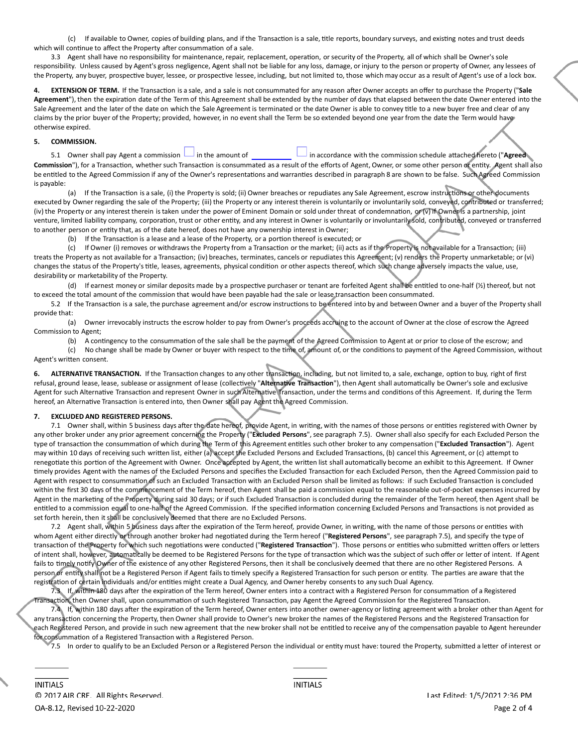(c) If available to Owner, copies of building plans, and if the Transaction is a sale, title reports, boundary surveys, and existing notes and trust deeds which will continue to affect the Property after consummation of a sale.

3.3 Agent shall have no responsibility for maintenance, repair, replacement, operation, or security of the Property, all of which shall be Owner's sole responsibility. Unless caused by Agent's gross negligence, Agent shall not be liable for any loss, damage, or injury to the person or property of Owner, any lessees of the Property, any buyer, prospective buyer, lessee, or prospective lessee, including, but not limited to, those which may occur as a result of Agent's use of a lock box.

**4. EXTENSION OF TERM.** If the Transaction is a sale, and a sale is not consummated for any reason after Owner accepts an offer to purchase the Property ("**Sale Agreement**"), then the expiration date of the Term of this Agreement shall be extended by the number of days that elapsed between the date Owner entered into the Sale Agreement and the later of the date on which the Sale Agreement is terminated or the date Owner is able to convey title to a new buyer free and clear of any claims by the prior buyer of the Property; provided, however, in no event shall the Term be so extended beyond one year from the date the Term would have otherwise expired.

**5. COMMISSION.**

5.1 Owner shall pay Agent a commission ☐ in the amount of __________ ☐ in accordance with the commission schedule attached hereto ("**Agreed Commission**"), for a Transaction, whether such Transaction is consummated as a result of the efforts of Agent, Owner, or some other person or entity. Agent shall also be entitled to the Agreed Commission if any of the Owner's representations and warranties described in paragraph 8 are shown to be false. Such Agreed Commission is payable:

(a) If the Transaction is a sale, (i) the Property is sold; (ii) Owner breaches or repudiates any Sale Agreement, escrow instructions or other documents executed by Owner regarding the sale of the Property; (iii) the Property or any interest therein is voluntarily or involuntarily sold, conveyed, contributed or transferred; (iv) the Property or any interest therein is taken under the power of Eminent Domain or sold under threat of condemnation, or (v) if Owner is a partnership, joint venture, limited liability company, corporation, trust or other entity, and any interest in Owner is voluntarily or involuntarily sold, contributed, conveyed or transferred to another person or entity that, as of the date hereof, does not have any ownership interest in Owner;

(b) If the Transaction is a lease and a lease of the Property, or a portion thereof is executed; or

(c) If Owner (i) removes or withdraws the Property from a Transaction or the market; (ii) acts as if the Property is not available for a Transaction; (iii) treats the Property as not available for a Transaction; (iv) breaches, terminates, cancels or repudiates this Agreement; (v) renders the Property unmarketable; or (vi) changes the status of the Property's title, leases, agreements, physical condition or other aspects thereof, which such change adversely impacts the value, use, desirability or marketability of the Property.

(d) If earnest money or similar deposits made by a prospective purchaser or tenant are forfeited Agent shall be entitled to one-half (½) thereof, but not to exceed the total amount of the commission that would have been payable had the sale or lease transaction been consummated.

5.2 If the Transaction is a sale, the purchase agreement and/or escrow instructions to be entered into by and between Owner and a buyer of the Property shall provide that:

(a) Owner irrevocably instructs the escrow holder to pay from Owner's proceeds accruing to the account of Owner at the close of escrow the Agreed Commission to Agent;

(b) A contingency to the consummation of the sale shall be the payment of the Agreed Commission to Agent at or prior to close of the escrow; and

(c) No change shall be made by Owner or buyer with respect to the time of, amount of, or the conditions to payment of the Agreed Commission, without Agent's written consent.

**6. ALTERNATIVE TRANSACTION.** If the Transaction changes to any other transaction, including, but not limited to, a sale, exchange, option to buy, right of first refusal, ground lease, lease, sublease or assignment of lease (collectively "**Alternative Transaction**"), then Agent shall automatically be Owner's sole and exclusive Agent for such Alternative Transaction and represent Owner in such Alternative Transaction, under the terms and conditions of this Agreement. If, during the Term hereof, an Alternative Transaction is entered into, then Owner shall pay Agent the Agreed Commission.

**7. EXCLUDED AND REGISTERED PERSONS.**

7.1 Owner shall, within 5 business days after the date hereof, provide Agent, in writing, with the names of those persons or entities registered with Owner by any other broker under any prior agreement concerning the Property ("**Excluded Persons**", see paragraph 7.5). Owner shall also specify for each Excluded Person the type of transaction the consummation of which during the Term of this Agreement entitles such other broker to any compensation ("**Excluded Transaction**"). Agent may within 10 days of receiving such written list, either (a) accept the Excluded Persons and Excluded Transactions, (b) cancel this Agreement, or (c) attempt to renegotiate this portion of the Agreement with Owner. Once accepted by Agent, the written list shall automatically become an exhibit to this Agreement. If Owner timely provides Agent with the names of the Excluded Persons and specifies the Excluded Transaction for each Excluded Person, then the Agreed Commission paid to Agent with respect to consummation of such an Excluded Transaction with an Excluded Person shall be limited as follows: if such Excluded Transaction is concluded within the first 30 days of the commencement of the Term hereof, then Agent shall be paid a commission equal to the reasonable out-of-pocket expenses incurred by Agent in the marketing of the Property during said 30 days; or if such Excluded Transaction is concluded during the remainder of the Term hereof, then Agent shall be entitled to a commission equal to one-half of the Agreed Commission. If the specified information concerning Excluded Persons and Transactions is not provided as set forth herein, then it shall be conclusively deemed that there are no Excluded Persons.

7.2 Agent shall, within 5 business days after the expiration of the Term hereof, provide Owner, in writing, with the name of those persons or entities with whom Agent either directly or through another broker had negotiated during the Term hereof ("**Registered Persons**", see paragraph 7.5), and specify the type of transaction of the Property for which such negotiations were conducted ("**Registered Transaction**"). Those persons or entities who submitted written offers or letters of intent shall, however, automatically be deemed to be Registered Persons for the type of transaction which was the subject of such offer or letter of intent. If Agent fails to timely notify Owner of the existence of any other Registered Persons, then it shall be conclusively deemed that there are no other Registered Persons. A person or entity shall not be a Registered Person if Agent fails to timely specify a Registered Transaction for such person or entity. The parties are aware that the registration of certain individuals and/or entities might create a Dual Agency, and Owner hereby consents to any such Dual Agency.

7.3 If, within 180 days after the expiration of the Term hereof, Owner enters into a contract with a Registered Person for consummation of a Registered Transaction, then Owner shall, upon consummation of such Registered Transaction, pay Agent the Agreed Commission for the Registered Transaction.

7.4 If, within 180 days after the expiration of the Term hereof, Owner enters into another owner-agency or listing agreement with a broker other than Agent for any transaction concerning the Property, then Owner shall provide to Owner's new broker the names of the Registered Persons and the Registered Transaction for each Registered Person, and provide in such new agreement that the new broker shall not be entitled to receive any of the compensation payable to Agent hereunder for consummation of a Registered Transaction with a Registered Person.

7.5 In order to qualify to be an Excluded Person or a Registered Person the individual or entity must have: toured the Property, submitted a letter of interest or

________ INITIALS ________ INITIALS

© 2017 AIR CRE. All Rights Reserved.
OA-8.12, Revised 10-22-2020

Last Edited: 1/5/2021 2:36 PM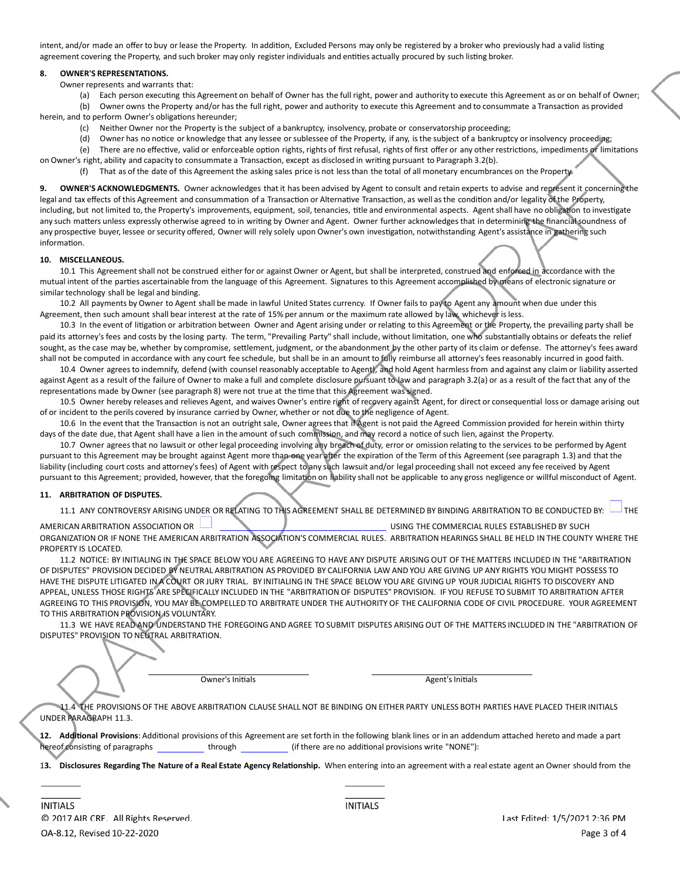intent, and/or made an offer to buy or lease the Property. In addition, Excluded Persons may only be registered by a broker who previously had a valid listing agreement covering the Property, and such broker may only register individuals and entities actually procured by such listing broker.

**8. OWNER'S REPRESENTATIONS.**

Owner represents and warrants that:

(a) Each person executing this Agreement on behalf of Owner has the full right, power and authority to execute this Agreement as or on behalf of Owner;

(b) Owner owns the Property and/or has the full right, power and authority to execute this Agreement and to consummate a Transaction as provided herein, and to perform Owner's obligations hereunder;

(c) Neither Owner nor the Property is the subject of a bankruptcy, insolvency, probate or conservatorship proceeding;

(d) Owner has no notice or knowledge that any lessee or sublessee of the Property, if any, is the subject of a bankruptcy or insolvency proceeding;

(e) There are no effective, valid or enforceable option rights, rights of first refusal, rights of first offer or any other restrictions, impediments or limitations on Owner's right, ability and capacity to consummate a Transaction, except as disclosed in writing pursuant to Paragraph 3.2(b).

(f) That as of the date of this Agreement the asking sales price is not less than the total of all monetary encumbrances on the Property.

**9. OWNER'S ACKNOWLEDGMENTS.** Owner acknowledges that it has been advised by Agent to consult and retain experts to advise and represent it concerning the legal and tax effects of this Agreement and consummation of a Transaction or Alternative Transaction, as well as the condition and/or legality of the Property, including, but not limited to, the Property's improvements, equipment, soil, tenancies, title and environmental aspects. Agent shall have no obligation to investigate any such matters unless expressly otherwise agreed to in writing by Owner and Agent. Owner further acknowledges that in determining the financial soundness of any prospective buyer, lessee or security offered, Owner will rely solely upon Owner's own investigation, notwithstanding Agent's assistance in gathering such information.

**10. MISCELLANEOUS.**

10.1 This Agreement shall not be construed either for or against Owner or Agent, but shall be interpreted, construed and enforced in accordance with the mutual intent of the parties ascertainable from the language of this Agreement. Signatures to this Agreement accomplished by means of electronic signature or similar technology shall be legal and binding.

10.2 All payments by Owner to Agent shall be made in lawful United States currency. If Owner fails to pay to Agent any amount when due under this Agreement, then such amount shall bear interest at the rate of 15% per annum or the maximum rate allowed by law, whichever is less.

10.3 In the event of litigation or arbitration between Owner and Agent arising under or relating to this Agreement or the Property, the prevailing party shall be paid its attorney's fees and costs by the losing party. The term, "Prevailing Party" shall include, without limitation, one who substantially obtains or defeats the relief sought, as the case may be, whether by compromise, settlement, judgment, or the abandonment by the other party of its claim or defense. The attorney's fees award shall not be computed in accordance with any court fee schedule, but shall be in an amount to fully reimburse all attorney's fees reasonably incurred in good faith.

10.4 Owner agrees to indemnify, defend (with counsel reasonably acceptable to Agent), and hold Agent harmless from and against any claim or liability asserted against Agent as a result of the failure of Owner to make a full and complete disclosure pursuant to law and paragraph 3.2(a) or as a result of the fact that any of the representations made by Owner (see paragraph 8) were not true at the time that this Agreement was signed.

10.5 Owner hereby releases and relieves Agent, and waives Owner's entire right of recovery against Agent, for direct or consequential loss or damage arising out of or incident to the perils covered by insurance carried by Owner, whether or not due to the negligence of Agent.

10.6 In the event that the Transaction is not an outright sale, Owner agrees that if Agent is not paid the Agreed Commission provided for herein within thirty days of the date due, that Agent shall have a lien in the amount of such commission, and may record a notice of such lien, against the Property.

10.7 Owner agrees that no lawsuit or other legal proceeding involving any breach of duty, error or omission relating to the services to be performed by Agent pursuant to this Agreement may be brought against Agent more than one year after the expiration of the Term of this Agreement (see paragraph 1.3) and that the liability (including court costs and attorney's fees) of Agent with respect to any such lawsuit and/or legal proceeding shall not exceed any fee received by Agent pursuant to this Agreement; provided, however, that the foregoing limitation on liability shall not be applicable to any gross negligence or willful misconduct of Agent.

**11. ARBITRATION OF DISPUTES.**

11.1 ANY CONTROVERSY ARISING UNDER OR RELATING TO THIS AGREEMENT SHALL BE DETERMINED BY BINDING ARBITRATION TO BE CONDUCTED BY: ☐ THE AMERICAN ARBITRATION ASSOCIATION OR ☐ ______________________________ USING THE COMMERCIAL RULES ESTABLISHED BY SUCH ORGANIZATION OR IF NONE THE AMERICAN ARBITRATION ASSOCIATION'S COMMERCIAL RULES. ARBITRATION HEARINGS SHALL BE HELD IN THE COUNTY WHERE THE PROPERTY IS LOCATED.

11.2 NOTICE: BY INITIALING IN THE SPACE BELOW YOU ARE AGREEING TO HAVE ANY DISPUTE ARISING OUT OF THE MATTERS INCLUDED IN THE "ARBITRATION OF DISPUTES" PROVISION DECIDED BY NEUTRAL ARBITRATION AS PROVIDED BY CALIFORNIA LAW AND YOU ARE GIVING UP ANY RIGHTS YOU MIGHT POSSESS TO HAVE THE DISPUTE LITIGATED IN A COURT OR JURY TRIAL. BY INITIALING IN THE SPACE BELOW YOU ARE GIVING UP YOUR JUDICIAL RIGHTS TO DISCOVERY AND APPEAL, UNLESS THOSE RIGHTS ARE SPECIFICALLY INCLUDED IN THE "ARBITRATION OF DISPUTES" PROVISION. IF YOU REFUSE TO SUBMIT TO ARBITRATION AFTER AGREEING TO THIS PROVISION, YOU MAY BE COMPELLED TO ARBITRATE UNDER THE AUTHORITY OF THE CALIFORNIA CODE OF CIVIL PROCEDURE. YOUR AGREEMENT TO THIS ARBITRATION PROVISION IS VOLUNTARY.

11.3 WE HAVE READ AND UNDERSTAND THE FOREGOING AND AGREE TO SUBMIT DISPUTES ARISING OUT OF THE MATTERS INCLUDED IN THE "ARBITRATION OF DISPUTES" PROVISION TO NEUTRAL ARBITRATION.

______________________________ Owner's Initials          ______________________________ Agent's Initials

11.4 THE PROVISIONS OF THE ABOVE ARBITRATION CLAUSE SHALL NOT BE BINDING ON EITHER PARTY UNLESS BOTH PARTIES HAVE PLACED THEIR INITIALS UNDER PARAGRAPH 11.3.

**12. Additional Provisions**: Additional provisions of this Agreement are set forth in the following blank lines or in an addendum attached hereto and made a part hereof consisting of paragraphs __________ through __________ (if there are no additional provisions write "NONE"):

**13. Disclosures Regarding The Nature of a Real Estate Agency Relationship.** When entering into an agreement with a real estate agent an Owner should from the

INITIALS          INITIALS

© 2017 AIR CRE. All Rights Reserved.
OA-8.12, Revised 10-22-2020
Last Edited: 1/5/2021 2:36 PM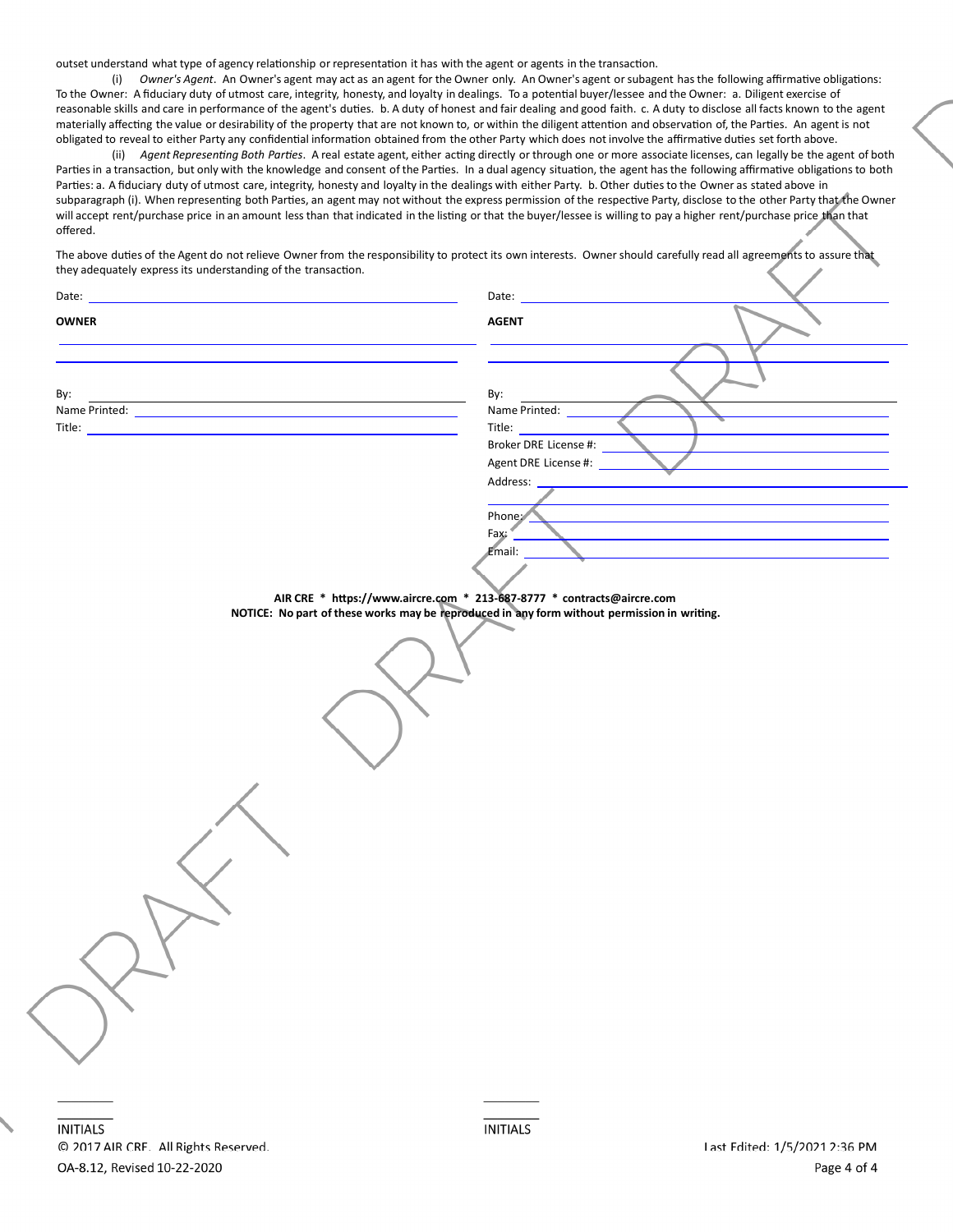outset understand what type of agency relationship or representation it has with the agent or agents in the transaction.

(i) *Owner's Agent*. An Owner's agent may act as an agent for the Owner only. An Owner's agent or subagent has the following affirmative obligations: To the Owner: A fiduciary duty of utmost care, integrity, honesty, and loyalty in dealings. To a potential buyer/lessee and the Owner: a. Diligent exercise of reasonable skills and care in performance of the agent's duties. b. A duty of honest and fair dealing and good faith. c. A duty to disclose all facts known to the agent materially affecting the value or desirability of the property that are not known to, or within the diligent attention and observation of, the Parties. An agent is not obligated to reveal to either Party any confidential information obtained from the other Party which does not involve the affirmative duties set forth above.

(ii) *Agent Representing Both Parties*. A real estate agent, either acting directly or through one or more associate licenses, can legally be the agent of both Parties in a transaction, but only with the knowledge and consent of the Parties. In a dual agency situation, the agent has the following affirmative obligations to both Parties: a. A fiduciary duty of utmost care, integrity, honesty and loyalty in the dealings with either Party. b. Other duties to the Owner as stated above in subparagraph (i). When representing both Parties, an agent may not without the express permission of the respective Party, disclose to the other Party that the Owner will accept rent/purchase price in an amount less than that indicated in the listing or that the buyer/lessee is willing to pay a higher rent/purchase price than that offered.

The above duties of the Agent do not relieve Owner from the responsibility to protect its own interests. Owner should carefully read all agreements to assure that they adequately express its understanding of the transaction.

Date: ______________________

**OWNER**

______________________

______________________

By: ______________________
Name Printed: ______________________
Title: ______________________

Date: ______________________

**AGENT**

______________________

______________________

By: ______________________
Name Printed: ______________________
Title: ______________________
Broker DRE License #: ______________________
Agent DRE License #: ______________________
Address: ______________________

______________________
Phone: ______________________
Fax: ______________________
Email: ______________________

**AIR CRE * https://www.aircre.com * 213-687-8777 * contracts@aircre.com**
**NOTICE: No part of these works may be reproduced in any form without permission in writing.**

______ INITIALS

______ INITIALS

© 2017 AIR CRE. All Rights Reserved.
OA-8.12, Revised 10-22-2020

Last Edited: 1/5/2021 2:36 PM